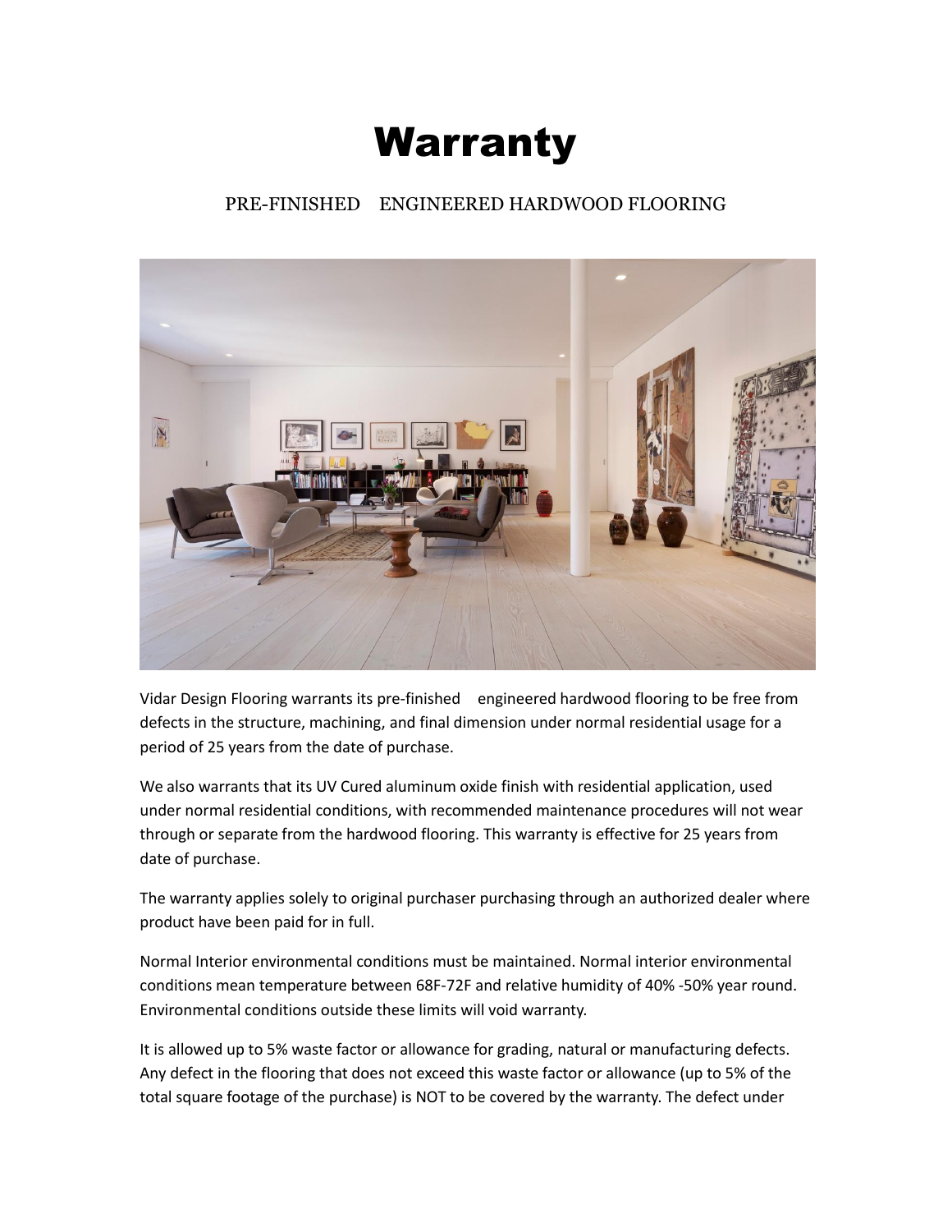# Warranty

PRE-FINISHED ENGINEERED HARDWOOD FLOORING

Vidar Design Flooring warrants its pre-finished engineered hardwood flooring to be free from defects in the structure, machining, and final dimension under normal residential usage for a period of 25 years from the date of purchase.

We also warrants that its UV Cured aluminum oxide finish with residential application, used under normal residential conditions, with recommended maintenance procedures will not wear through or separate from the hardwood flooring. This warranty is effective for 25 years from date of purchase.

The warranty applies solely to original purchaser purchasing through an authorized dealer where product have been paid for in full.

Normal Interior environmental conditions must be maintained. Normal interior environmental conditions mean temperature between 68F-72F and relative humidity of 40% -50% year round. Environmental conditions outside these limits will void warranty.

It is allowed up to 5% waste factor or allowance for grading, natural or manufacturing defects. Any defect in the flooring that does not exceed this waste factor or allowance (up to 5% of the total square footage of the purchase) is NOT to be covered by the warranty. The defect under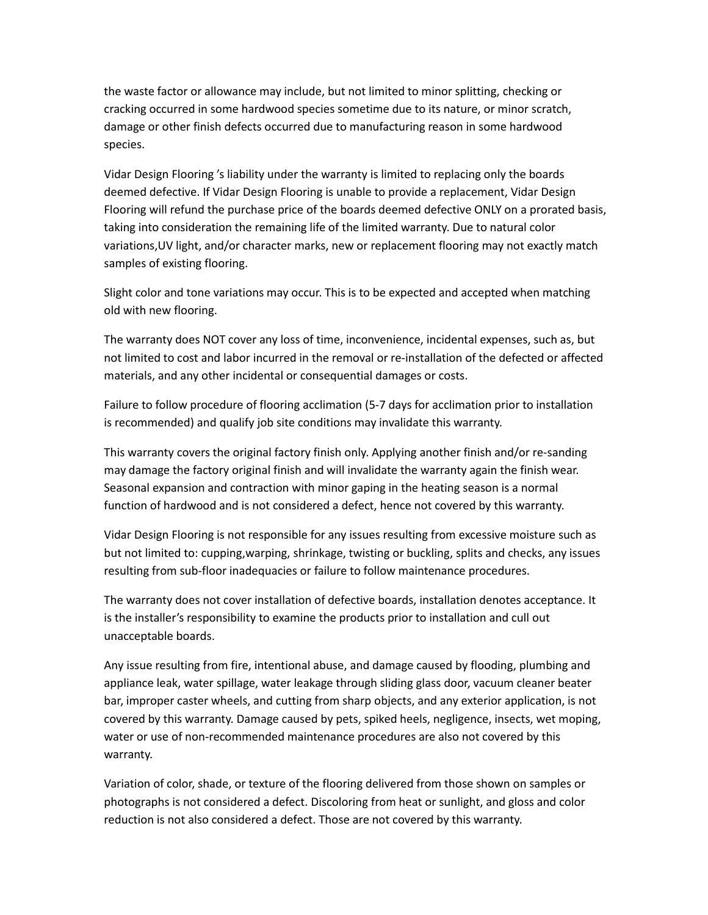the waste factor or allowance may include, but not limited to minor splitting, checking or cracking occurred in some hardwood species sometime due to its nature, or minor scratch, damage or other finish defects occurred due to manufacturing reason in some hardwood species.

Vidar Design Flooring 's liability under the warranty is limited to replacing only the boards deemed defective. If Vidar Design Flooring is unable to provide a replacement, Vidar Design Flooring will refund the purchase price of the boards deemed defective ONLY on a prorated basis, taking into consideration the remaining life of the limited warranty. Due to natural color variations,UV light, and/or character marks, new or replacement flooring may not exactly match samples of existing flooring.

Slight color and tone variations may occur. This is to be expected and accepted when matching old with new flooring.

The warranty does NOT cover any loss of time, inconvenience, incidental expenses, such as, but not limited to cost and labor incurred in the removal or re-installation of the defected or affected materials, and any other incidental or consequential damages or costs.

Failure to follow procedure of flooring acclimation (5-7 days for acclimation prior to installation is recommended) and qualify job site conditions may invalidate this warranty.

This warranty covers the original factory finish only. Applying another finish and/or re-sanding may damage the factory original finish and will invalidate the warranty again the finish wear. Seasonal expansion and contraction with minor gaping in the heating season is a normal function of hardwood and is not considered a defect, hence not covered by this warranty.

Vidar Design Flooring is not responsible for any issues resulting from excessive moisture such as but not limited to: cupping,warping, shrinkage, twisting or buckling, splits and checks, any issues resulting from sub-floor inadequacies or failure to follow maintenance procedures.

The warranty does not cover installation of defective boards, installation denotes acceptance. It is the installer's responsibility to examine the products prior to installation and cull out unacceptable boards.

Any issue resulting from fire, intentional abuse, and damage caused by flooding, plumbing and appliance leak, water spillage, water leakage through sliding glass door, vacuum cleaner beater bar, improper caster wheels, and cutting from sharp objects, and any exterior application, is not covered by this warranty. Damage caused by pets, spiked heels, negligence, insects, wet moping, water or use of non-recommended maintenance procedures are also not covered by this warranty.

Variation of color, shade, or texture of the flooring delivered from those shown on samples or photographs is not considered a defect. Discoloring from heat or sunlight, and gloss and color reduction is not also considered a defect. Those are not covered by this warranty.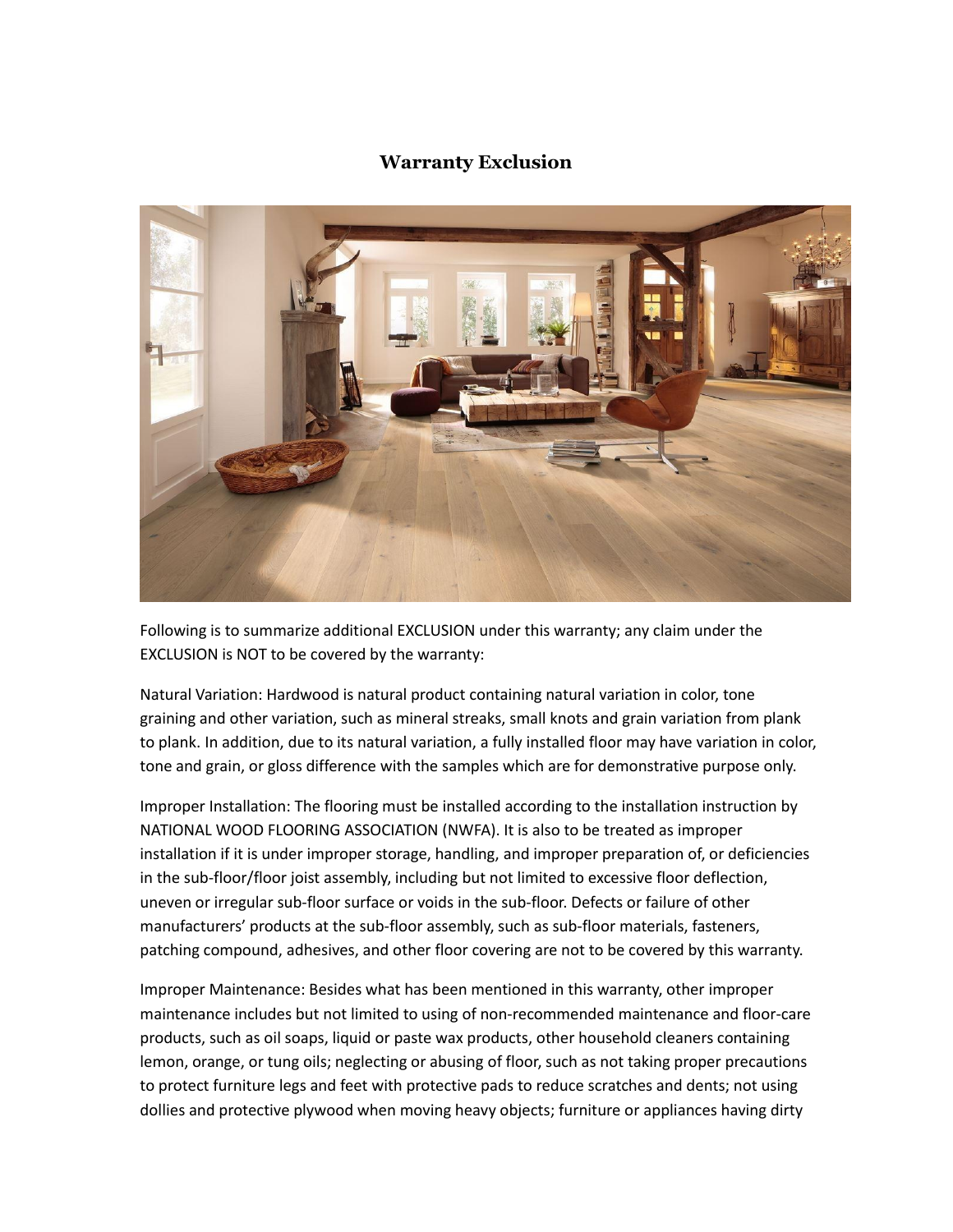## Warranty Exclusion

Following is to summarize additional EXCLUSION under this warranty; any claim under the EXCLUSION is NOT to be covered by the warranty:

Natural Variation: Hardwood is natural product containing natural variation in color, tone graining and other variation, such as mineral streaks, small knots and grain variation from plank to plank. In addition, due to its natural variation, a fully installed floor may have variation in color, tone and grain, or gloss difference with the samples which are for demonstrative purpose only.

Improper Installation: The flooring must be installed according to the installation instruction by NATIONAL WOOD FLOORING ASSOCIATION (NWFA). It is also to be treated as improper installation if it is under improper storage, handling, and improper preparation of, or deficiencies in the sub-floor/floor joist assembly, including but not limited to excessive floor deflection, uneven or irregular sub-floor surface or voids in the sub-floor. Defects or failure of other manufacturers' products at the sub-floor assembly, such as sub-floor materials, fasteners, patching compound, adhesives, and other floor covering are not to be covered by this warranty.

Improper Maintenance: Besides what has been mentioned in this warranty, other improper maintenance includes but not limited to using of non-recommended maintenance and floor-care products, such as oil soaps, liquid or paste wax products, other household cleaners containing lemon, orange, or tung oils; neglecting or abusing of floor, such as not taking proper precautions to protect furniture legs and feet with protective pads to reduce scratches and dents; not using dollies and protective plywood when moving heavy objects; furniture or appliances having dirty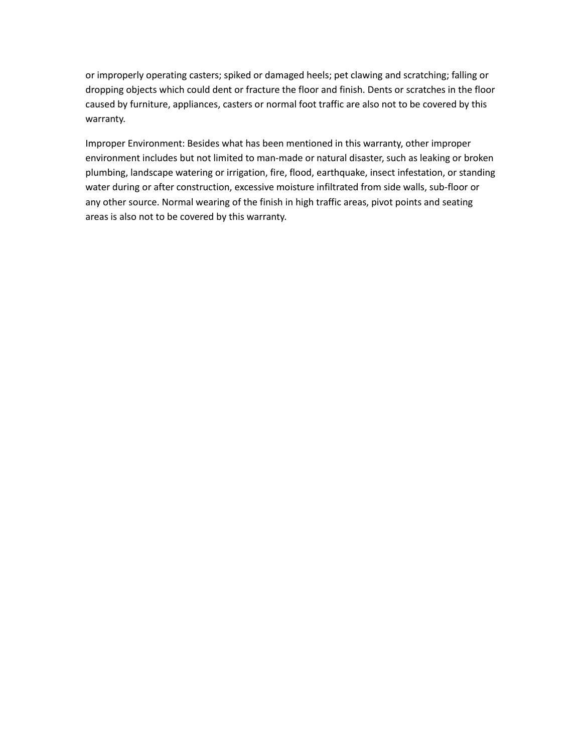or improperly operating casters; spiked or damaged heels; pet clawing and scratching; falling or dropping objects which could dent or fracture the floor and finish. Dents or scratches in the floor caused by furniture, appliances, casters or normal foot traffic are also not to be covered by this warranty.

Improper Environment: Besides what has been mentioned in this warranty, other improper environment includes but not limited to man-made or natural disaster, such as leaking or broken plumbing, landscape watering or irrigation, fire, flood, earthquake, insect infestation, or standing water during or after construction, excessive moisture infiltrated from side walls, sub-floor or any other source. Normal wearing of the finish in high traffic areas, pivot points and seating areas is also not to be covered by this warranty.